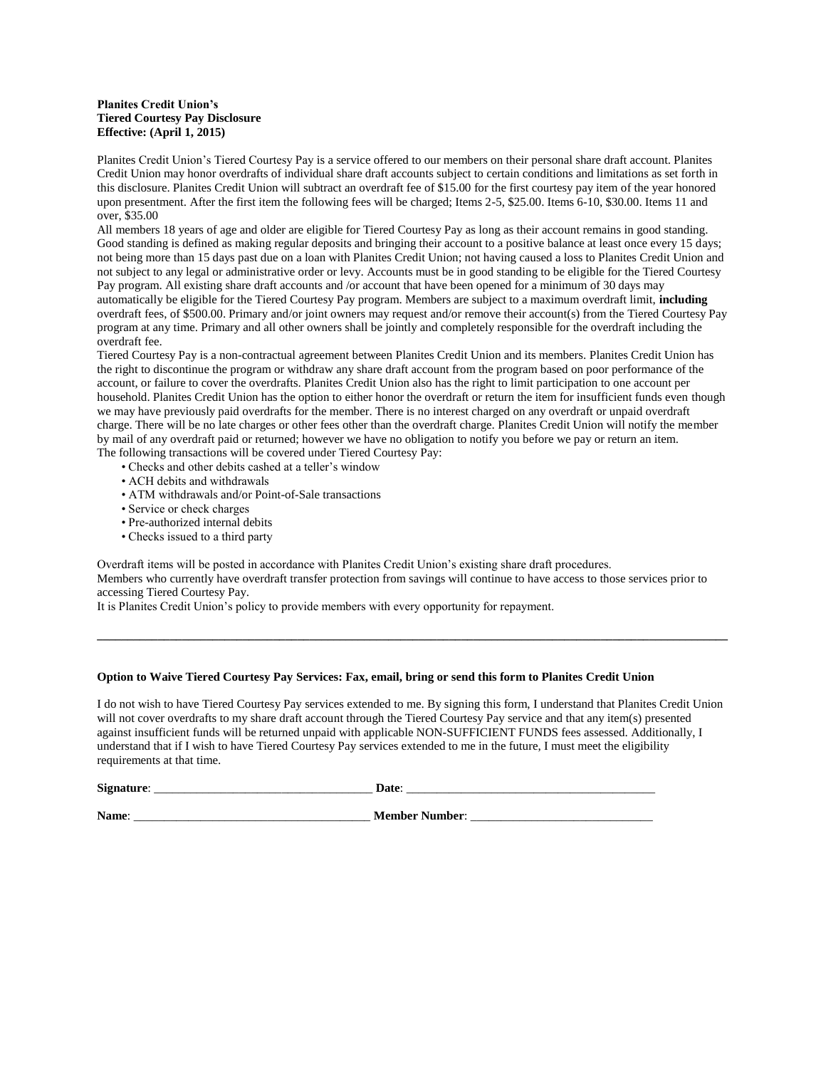**Planites Credit Union's**
**Tiered Courtesy Pay Disclosure**
**Effective: (April 1, 2015)**

Planites Credit Union's Tiered Courtesy Pay is a service offered to our members on their personal share draft account. Planites Credit Union may honor overdrafts of individual share draft accounts subject to certain conditions and limitations as set forth in this disclosure. Planites Credit Union will subtract an overdraft fee of $15.00 for the first courtesy pay item of the year honored upon presentment. After the first item the following fees will be charged; Items 2-5, $25.00. Items 6-10, $30.00. Items 11 and over, $35.00

All members 18 years of age and older are eligible for Tiered Courtesy Pay as long as their account remains in good standing. Good standing is defined as making regular deposits and bringing their account to a positive balance at least once every 15 days; not being more than 15 days past due on a loan with Planites Credit Union; not having caused a loss to Planites Credit Union and not subject to any legal or administrative order or levy. Accounts must be in good standing to be eligible for the Tiered Courtesy Pay program. All existing share draft accounts and /or account that have been opened for a minimum of 30 days may automatically be eligible for the Tiered Courtesy Pay program. Members are subject to a maximum overdraft limit, **including** overdraft fees, of $500.00. Primary and/or joint owners may request and/or remove their account(s) from the Tiered Courtesy Pay program at any time. Primary and all other owners shall be jointly and completely responsible for the overdraft including the overdraft fee.

Tiered Courtesy Pay is a non-contractual agreement between Planites Credit Union and its members. Planites Credit Union has the right to discontinue the program or withdraw any share draft account from the program based on poor performance of the account, or failure to cover the overdrafts. Planites Credit Union also has the right to limit participation to one account per household. Planites Credit Union has the option to either honor the overdraft or return the item for insufficient funds even though we may have previously paid overdrafts for the member. There is no interest charged on any overdraft or unpaid overdraft charge. There will be no late charges or other fees other than the overdraft charge. Planites Credit Union will notify the member by mail of any overdraft paid or returned; however we have no obligation to notify you before we pay or return an item.

The following transactions will be covered under Tiered Courtesy Pay:

- Checks and other debits cashed at a teller's window
- ACH debits and withdrawals
- ATM withdrawals and/or Point-of-Sale transactions
- Service or check charges
- Pre-authorized internal debits
- Checks issued to a third party

Overdraft items will be posted in accordance with Planites Credit Union's existing share draft procedures.

Members who currently have overdraft transfer protection from savings will continue to have access to those services prior to accessing Tiered Courtesy Pay.

It is Planites Credit Union's policy to provide members with every opportunity for repayment.

---

**Option to Waive Tiered Courtesy Pay Services: Fax, email, bring or send this form to Planites Credit Union**

I do not wish to have Tiered Courtesy Pay services extended to me. By signing this form, I understand that Planites Credit Union will not cover overdrafts to my share draft account through the Tiered Courtesy Pay service and that any item(s) presented against insufficient funds will be returned unpaid with applicable NON-SUFFICIENT FUNDS fees assessed. Additionally, I understand that if I wish to have Tiered Courtesy Pay services extended to me in the future, I must meet the eligibility requirements at that time.

**Signature**: ____________________________________ **Date**: __________________________________________

**Name**: _______________________________________ **Member Number**: ______________________________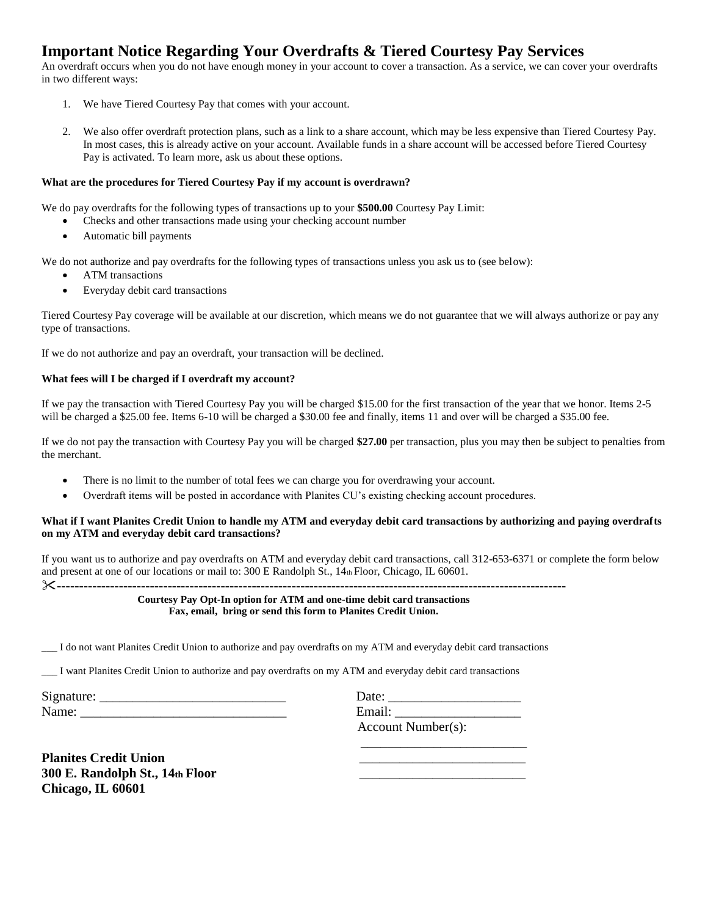# Important Notice Regarding Your Overdrafts & Tiered Courtesy Pay Services

An overdraft occurs when you do not have enough money in your account to cover a transaction. As a service, we can cover your overdrafts in two different ways:

1. We have Tiered Courtesy Pay that comes with your account.
2. We also offer overdraft protection plans, such as a link to a share account, which may be less expensive than Tiered Courtesy Pay. In most cases, this is already active on your account. Available funds in a share account will be accessed before Tiered Courtesy Pay is activated. To learn more, ask us about these options.

**What are the procedures for Tiered Courtesy Pay if my account is overdrawn?**

We do pay overdrafts for the following types of transactions up to your **$500.00** Courtesy Pay Limit:

- Checks and other transactions made using your checking account number
- Automatic bill payments

We do not authorize and pay overdrafts for the following types of transactions unless you ask us to (see below):

- ATM transactions
- Everyday debit card transactions

Tiered Courtesy Pay coverage will be available at our discretion, which means we do not guarantee that we will always authorize or pay any type of transactions.

If we do not authorize and pay an overdraft, your transaction will be declined.

**What fees will I be charged if I overdraft my account?**

If we pay the transaction with Tiered Courtesy Pay you will be charged $15.00 for the first transaction of the year that we honor. Items 2-5 will be charged a $25.00 fee. Items 6-10 will be charged a $30.00 fee and finally, items 11 and over will be charged a $35.00 fee.

If we do not pay the transaction with Courtesy Pay you will be charged **$27.00** per transaction, plus you may then be subject to penalties from the merchant.

- There is no limit to the number of total fees we can charge you for overdrawing your account.
- Overdraft items will be posted in accordance with Planites CU's existing checking account procedures.

**What if I want Planites Credit Union to handle my ATM and everyday debit card transactions by authorizing and paying overdrafts on my ATM and everyday debit card transactions?**

If you want us to authorize and pay overdrafts on ATM and everyday debit card transactions, call 312-653-6371 or complete the form below and present at one of our locations or mail to: 300 E Randolph St., 14th Floor, Chicago, IL 60601.

✂------------------------------------------------------------------------------------------------------------

**Courtesy Pay Opt-In option for ATM and one-time debit card transactions**
**Fax, email, bring or send this form to Planites Credit Union.**

___ I do not want Planites Credit Union to authorize and pay overdrafts on my ATM and everyday debit card transactions

___ I want Planites Credit Union to authorize and pay overdrafts on my ATM and everyday debit card transactions

Signature: ____________________________ Date: ____________________

Name: _______________________________ Email: ___________________

Account Number(s):

_________________________

_________________________

_________________________

**Planites Credit Union**
**300 E. Randolph St., 14th Floor**
**Chicago, IL 60601**